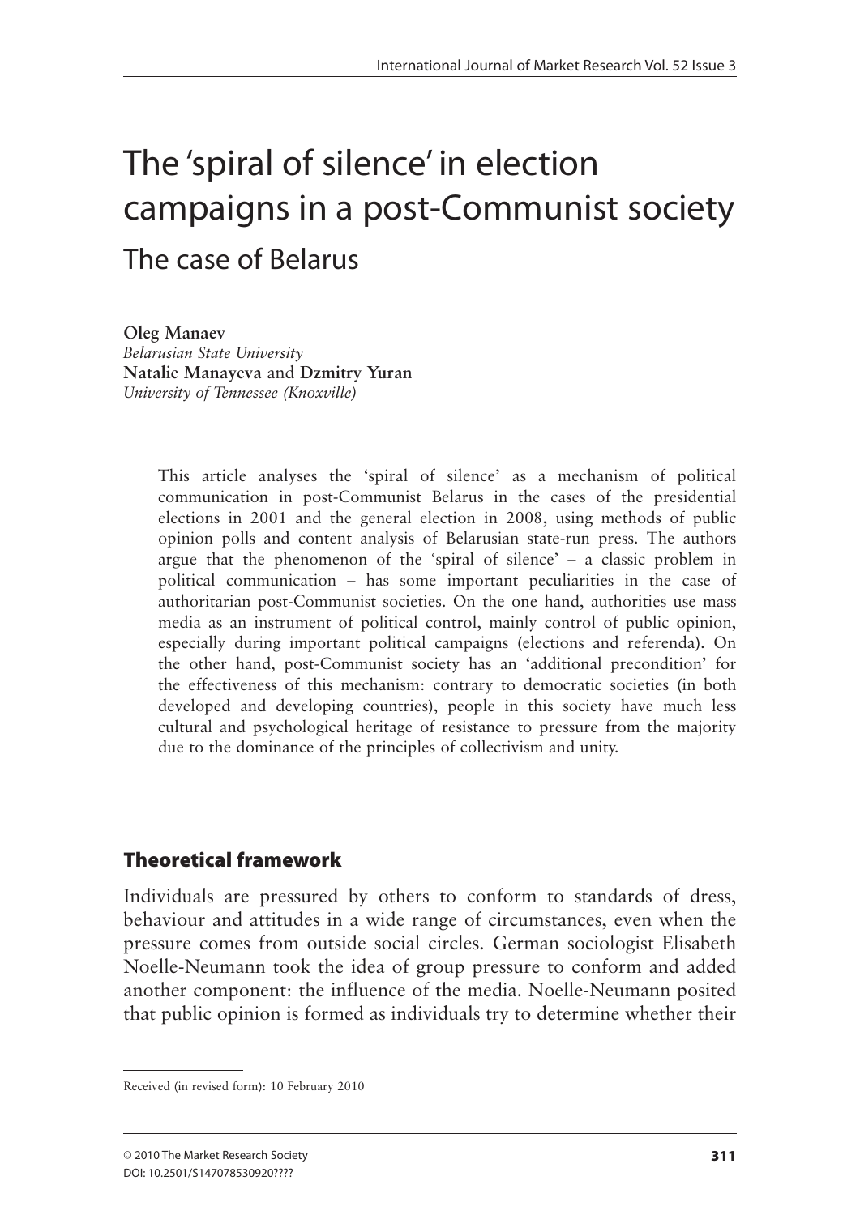# The 'spiral of silence' in election campaigns in a post-Communist society

## The case of Belarus

**Oleg Manaev**
*Belarusian State University*
**Natalie Manayeva** and **Dzmitry Yuran**
*University of Tennessee (Knoxville)*

This article analyses the 'spiral of silence' as a mechanism of political communication in post-Communist Belarus in the cases of the presidential elections in 2001 and the general election in 2008, using methods of public opinion polls and content analysis of Belarusian state-run press. The authors argue that the phenomenon of the 'spiral of silence' – a classic problem in political communication – has some important peculiarities in the case of authoritarian post-Communist societies. On the one hand, authorities use mass media as an instrument of political control, mainly control of public opinion, especially during important political campaigns (elections and referenda). On the other hand, post-Communist society has an 'additional precondition' for the effectiveness of this mechanism: contrary to democratic societies (in both developed and developing countries), people in this society have much less cultural and psychological heritage of resistance to pressure from the majority due to the dominance of the principles of collectivism and unity.

## Theoretical framework

Individuals are pressured by others to conform to standards of dress, behaviour and attitudes in a wide range of circumstances, even when the pressure comes from outside social circles. German sociologist Elisabeth Noelle-Neumann took the idea of group pressure to conform and added another component: the influence of the media. Noelle-Neumann posited that public opinion is formed as individuals try to determine whether their

Received (in revised form): 10 February 2010

© 2010 The Market Research Society
DOI: 10.2501/S147078530920????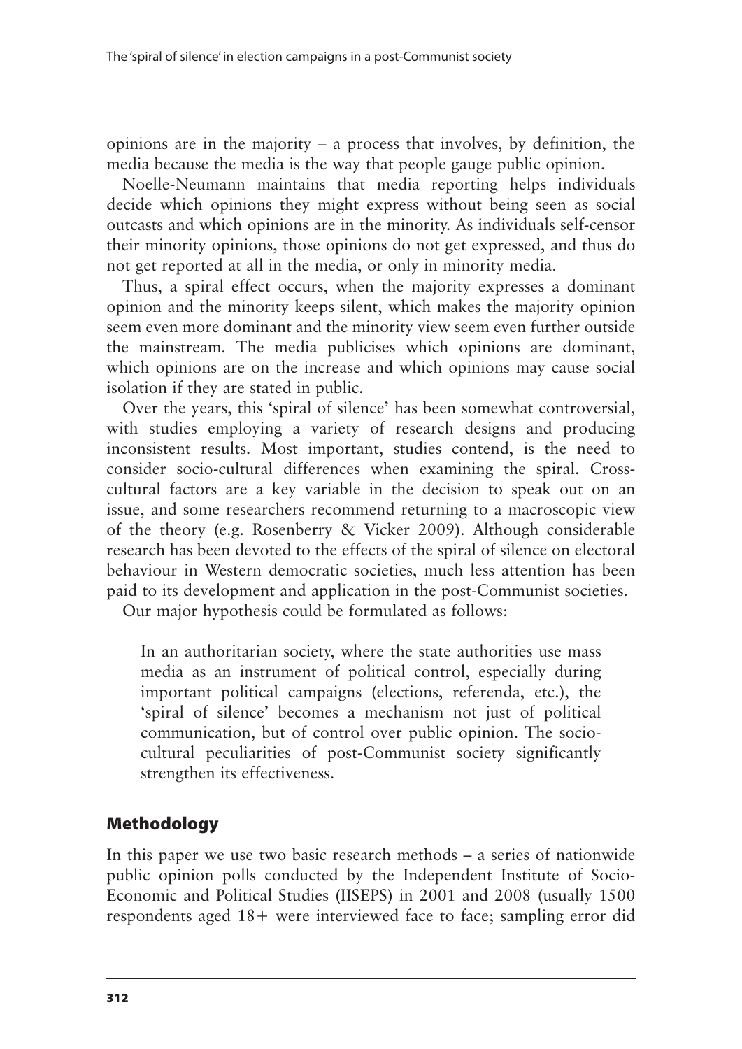opinions are in the majority – a process that involves, by definition, the media because the media is the way that people gauge public opinion.

Noelle-Neumann maintains that media reporting helps individuals decide which opinions they might express without being seen as social outcasts and which opinions are in the minority. As individuals self-censor their minority opinions, those opinions do not get expressed, and thus do not get reported at all in the media, or only in minority media.

Thus, a spiral effect occurs, when the majority expresses a dominant opinion and the minority keeps silent, which makes the majority opinion seem even more dominant and the minority view seem even further outside the mainstream. The media publicises which opinions are dominant, which opinions are on the increase and which opinions may cause social isolation if they are stated in public.

Over the years, this 'spiral of silence' has been somewhat controversial, with studies employing a variety of research designs and producing inconsistent results. Most important, studies contend, is the need to consider socio-cultural differences when examining the spiral. Cross-cultural factors are a key variable in the decision to speak out on an issue, and some researchers recommend returning to a macroscopic view of the theory (e.g. Rosenberry & Vicker 2009). Although considerable research has been devoted to the effects of the spiral of silence on electoral behaviour in Western democratic societies, much less attention has been paid to its development and application in the post-Communist societies.

Our major hypothesis could be formulated as follows:

> In an authoritarian society, where the state authorities use mass media as an instrument of political control, especially during important political campaigns (elections, referenda, etc.), the 'spiral of silence' becomes a mechanism not just of political communication, but of control over public opinion. The socio-cultural peculiarities of post-Communist society significantly strengthen its effectiveness.

## Methodology

In this paper we use two basic research methods – a series of nationwide public opinion polls conducted by the Independent Institute of Socio-Economic and Political Studies (IISEPS) in 2001 and 2008 (usually 1500 respondents aged 18+ were interviewed face to face; sampling error did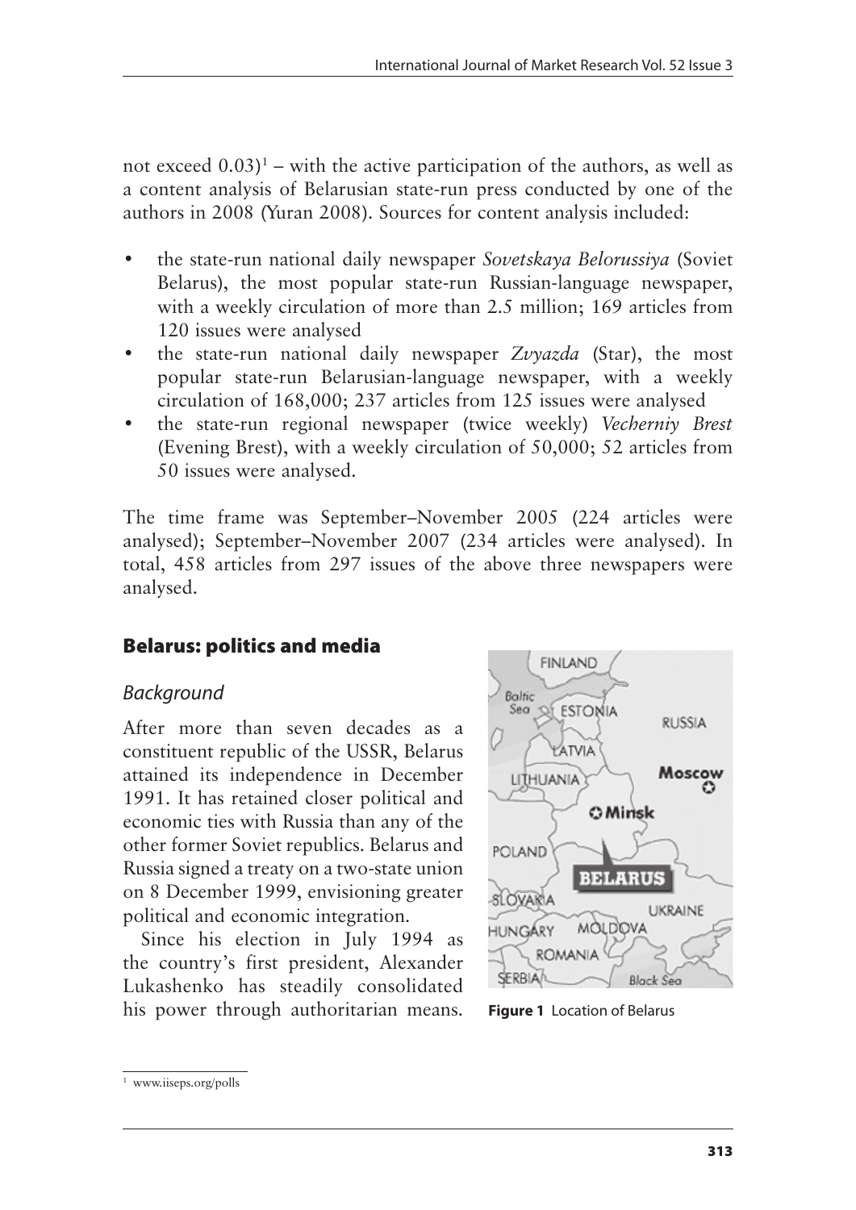not exceed 0.03)[1] – with the active participation of the authors, as well as a content analysis of Belarusian state-run press conducted by one of the authors in 2008 (Yuran 2008). Sources for content analysis included:

- the state-run national daily newspaper *Sovetskaya Belorussiya* (Soviet Belarus), the most popular state-run Russian-language newspaper, with a weekly circulation of more than 2.5 million; 169 articles from 120 issues were analysed
- the state-run national daily newspaper *Zvyazda* (Star), the most popular state-run Belarusian-language newspaper, with a weekly circulation of 168,000; 237 articles from 125 issues were analysed
- the state-run regional newspaper (twice weekly) *Vecherniy Brest* (Evening Brest), with a weekly circulation of 50,000; 52 articles from 50 issues were analysed.

The time frame was September–November 2005 (224 articles were analysed); September–November 2007 (234 articles were analysed). In total, 458 articles from 297 issues of the above three newspapers were analysed.

## Belarus: politics and media

### *Background*

After more than seven decades as a constituent republic of the USSR, Belarus attained its independence in December 1991. It has retained closer political and economic ties with Russia than any of the other former Soviet republics. Belarus and Russia signed a treaty on a two-state union on 8 December 1999, envisioning greater political and economic integration.

Since his election in July 1994 as the country's first president, Alexander Lukashenko has steadily consolidated his power through authoritarian means.

**Figure 1** Location of Belarus

[1] www.iiseps.org/polls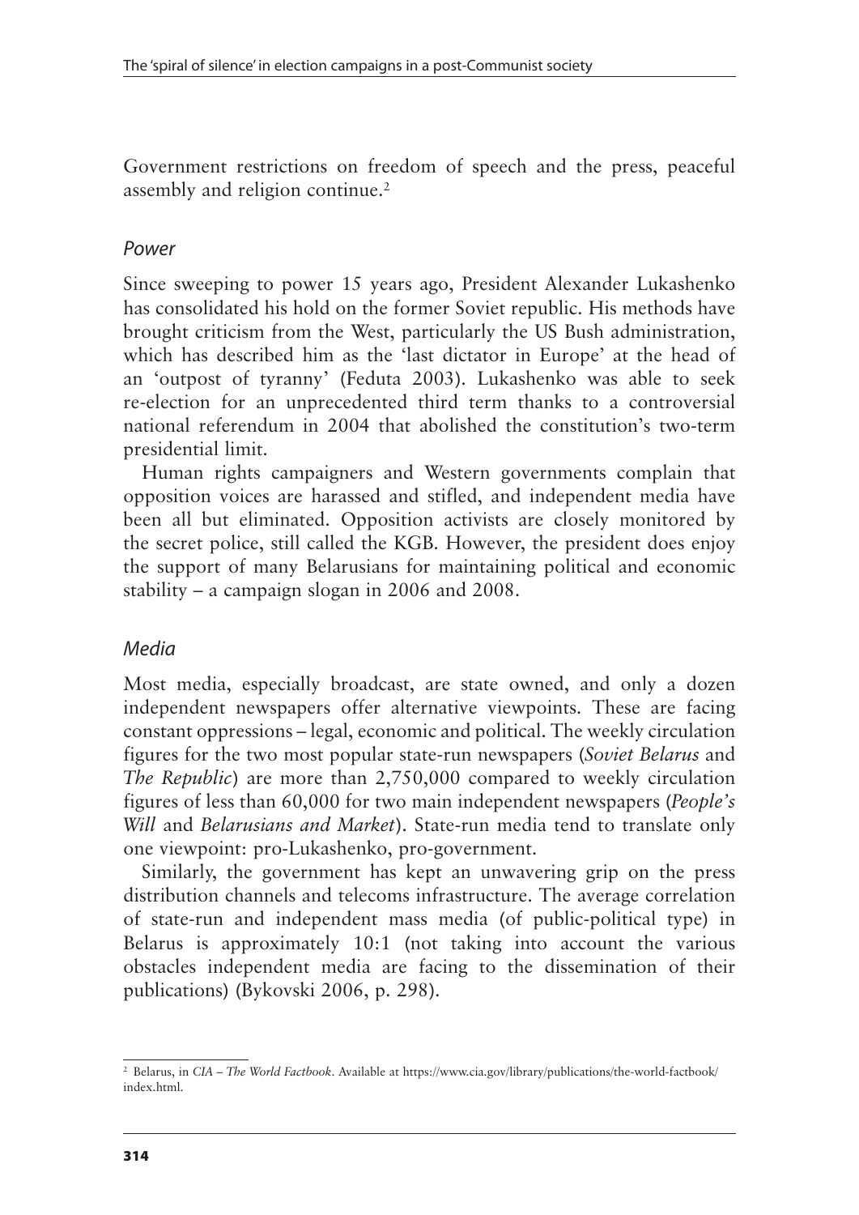Government restrictions on freedom of speech and the press, peaceful assembly and religion continue.[2]

### *Power*

Since sweeping to power 15 years ago, President Alexander Lukashenko has consolidated his hold on the former Soviet republic. His methods have brought criticism from the West, particularly the US Bush administration, which has described him as the 'last dictator in Europe' at the head of an 'outpost of tyranny' (Feduta 2003). Lukashenko was able to seek re-election for an unprecedented third term thanks to a controversial national referendum in 2004 that abolished the constitution's two-term presidential limit.

Human rights campaigners and Western governments complain that opposition voices are harassed and stifled, and independent media have been all but eliminated. Opposition activists are closely monitored by the secret police, still called the KGB. However, the president does enjoy the support of many Belarusians for maintaining political and economic stability – a campaign slogan in 2006 and 2008.

### *Media*

Most media, especially broadcast, are state owned, and only a dozen independent newspapers offer alternative viewpoints. These are facing constant oppressions – legal, economic and political. The weekly circulation figures for the two most popular state-run newspapers (*Soviet Belarus* and *The Republic*) are more than 2,750,000 compared to weekly circulation figures of less than 60,000 for two main independent newspapers (*People's Will* and *Belarusians and Market*). State-run media tend to translate only one viewpoint: pro-Lukashenko, pro-government.

Similarly, the government has kept an unwavering grip on the press distribution channels and telecoms infrastructure. The average correlation of state-run and independent mass media (of public-political type) in Belarus is approximately 10:1 (not taking into account the various obstacles independent media are facing to the dissemination of their publications) (Bykovski 2006, p. 298).

---

[2] Belarus, in *CIA – The World Factbook*. Available at https://www.cia.gov/library/publications/the-world-factbook/index.html.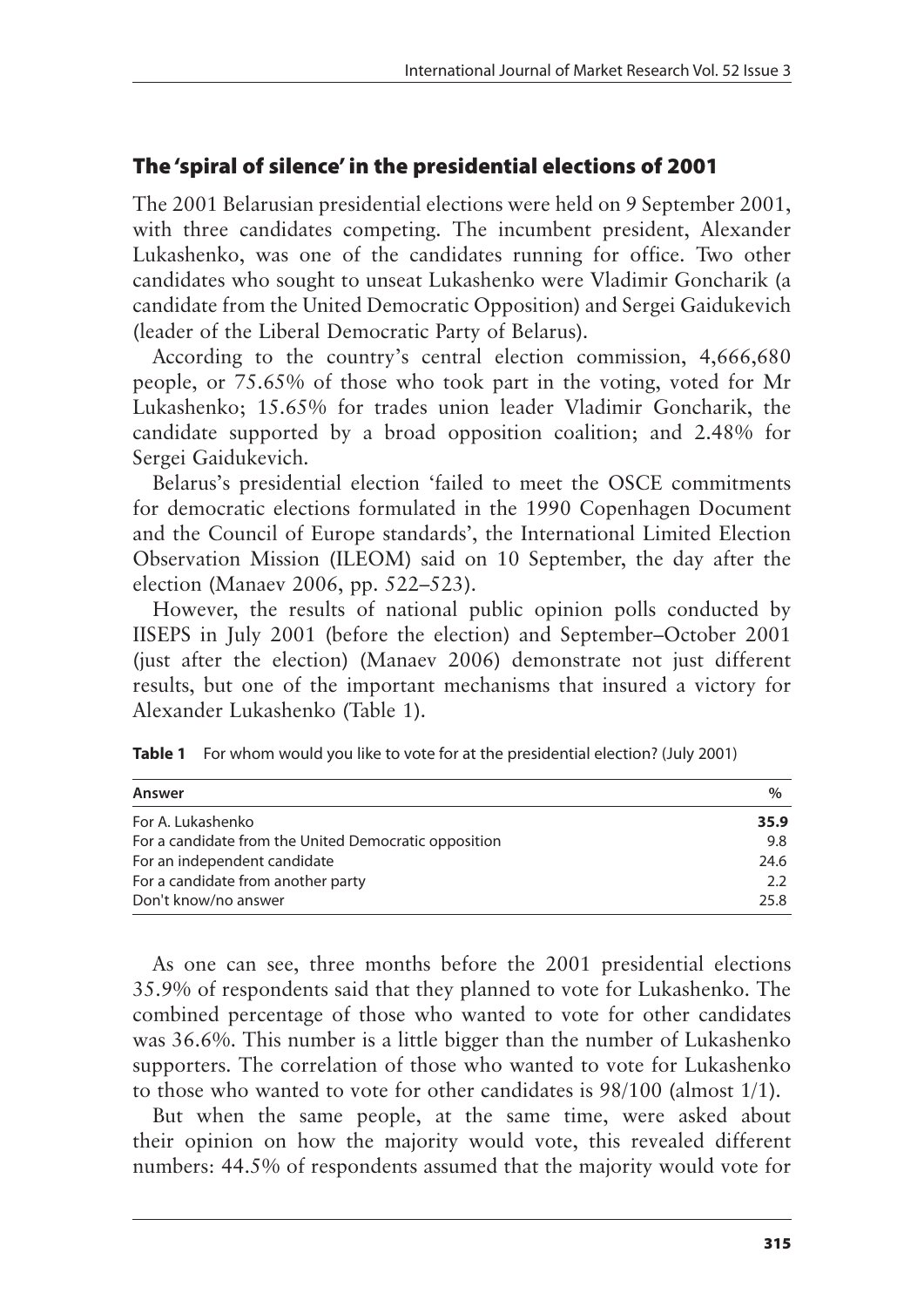## The 'spiral of silence' in the presidential elections of 2001

The 2001 Belarusian presidential elections were held on 9 September 2001, with three candidates competing. The incumbent president, Alexander Lukashenko, was one of the candidates running for office. Two other candidates who sought to unseat Lukashenko were Vladimir Goncharik (a candidate from the United Democratic Opposition) and Sergei Gaidukevich (leader of the Liberal Democratic Party of Belarus).

According to the country's central election commission, 4,666,680 people, or 75.65% of those who took part in the voting, voted for Mr Lukashenko; 15.65% for trades union leader Vladimir Goncharik, the candidate supported by a broad opposition coalition; and 2.48% for Sergei Gaidukevich.

Belarus's presidential election 'failed to meet the OSCE commitments for democratic elections formulated in the 1990 Copenhagen Document and the Council of Europe standards', the International Limited Election Observation Mission (ILEOM) said on 10 September, the day after the election (Manaev 2006, pp. 522–523).

However, the results of national public opinion polls conducted by IISEPS in July 2001 (before the election) and September–October 2001 (just after the election) (Manaev 2006) demonstrate not just different results, but one of the important mechanisms that insured a victory for Alexander Lukashenko (Table 1).

**Table 1** For whom would you like to vote for at the presidential election? (July 2001)

| Answer | % |
|---|---|
| For A. Lukashenko | **35.9** |
| For a candidate from the United Democratic opposition | 9.8 |
| For an independent candidate | 24.6 |
| For a candidate from another party | 2.2 |
| Don't know/no answer | 25.8 |

As one can see, three months before the 2001 presidential elections 35.9% of respondents said that they planned to vote for Lukashenko. The combined percentage of those who wanted to vote for other candidates was 36.6%. This number is a little bigger than the number of Lukashenko supporters. The correlation of those who wanted to vote for Lukashenko to those who wanted to vote for other candidates is 98/100 (almost 1/1).

But when the same people, at the same time, were asked about their opinion on how the majority would vote, this revealed different numbers: 44.5% of respondents assumed that the majority would vote for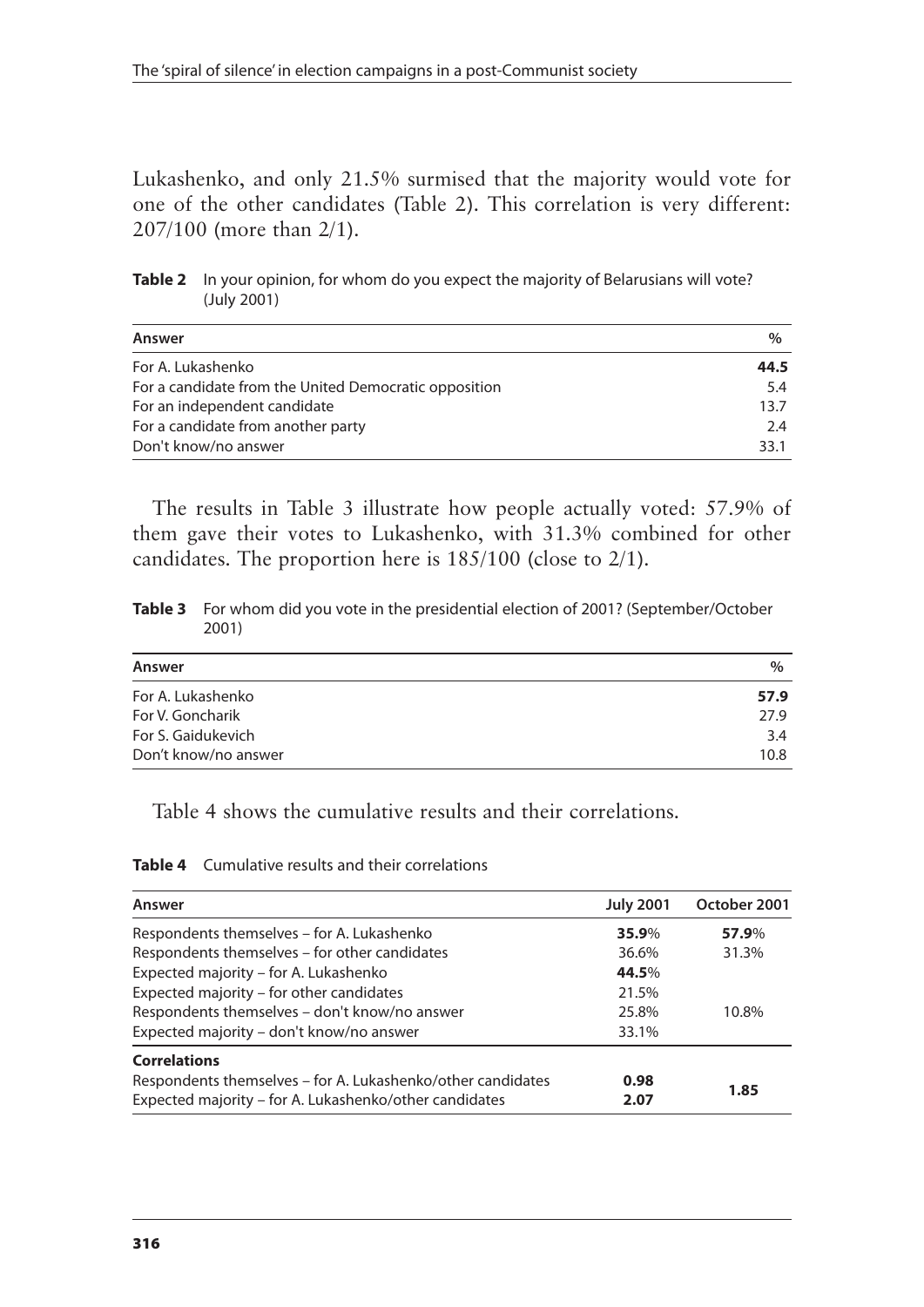Lukashenko, and only 21.5% surmised that the majority would vote for one of the other candidates (Table 2). This correlation is very different: 207/100 (more than 2/1).

**Table 2** In your opinion, for whom do you expect the majority of Belarusians will vote? (July 2001)

| Answer | % |
|---|---|
| For A. Lukashenko | **44.5** |
| For a candidate from the United Democratic opposition | 5.4 |
| For an independent candidate | 13.7 |
| For a candidate from another party | 2.4 |
| Don't know/no answer | 33.1 |

The results in Table 3 illustrate how people actually voted: 57.9% of them gave their votes to Lukashenko, with 31.3% combined for other candidates. The proportion here is 185/100 (close to 2/1).

**Table 3** For whom did you vote in the presidential election of 2001? (September/October 2001)

| Answer | % |
|---|---|
| For A. Lukashenko | **57.9** |
| For V. Goncharik | 27.9 |
| For S. Gaidukevich | 3.4 |
| Don't know/no answer | 10.8 |

Table 4 shows the cumulative results and their correlations.

**Table 4** Cumulative results and their correlations

| Answer | July 2001 | October 2001 |
|---|---|---|
| Respondents themselves – for A. Lukashenko | **35.9**% | **57.9**% |
| Respondents themselves – for other candidates | 36.6% | 31.3% |
| Expected majority – for A. Lukashenko | **44.5**% | |
| Expected majority – for other candidates | 21.5% | |
| Respondents themselves – don't know/no answer | 25.8% | 10.8% |
| Expected majority – don't know/no answer | 33.1% | |
| **Correlations** | | |
| Respondents themselves – for A. Lukashenko/other candidates | **0.98** | **1.85** |
| Expected majority – for A. Lukashenko/other candidates | **2.07** | |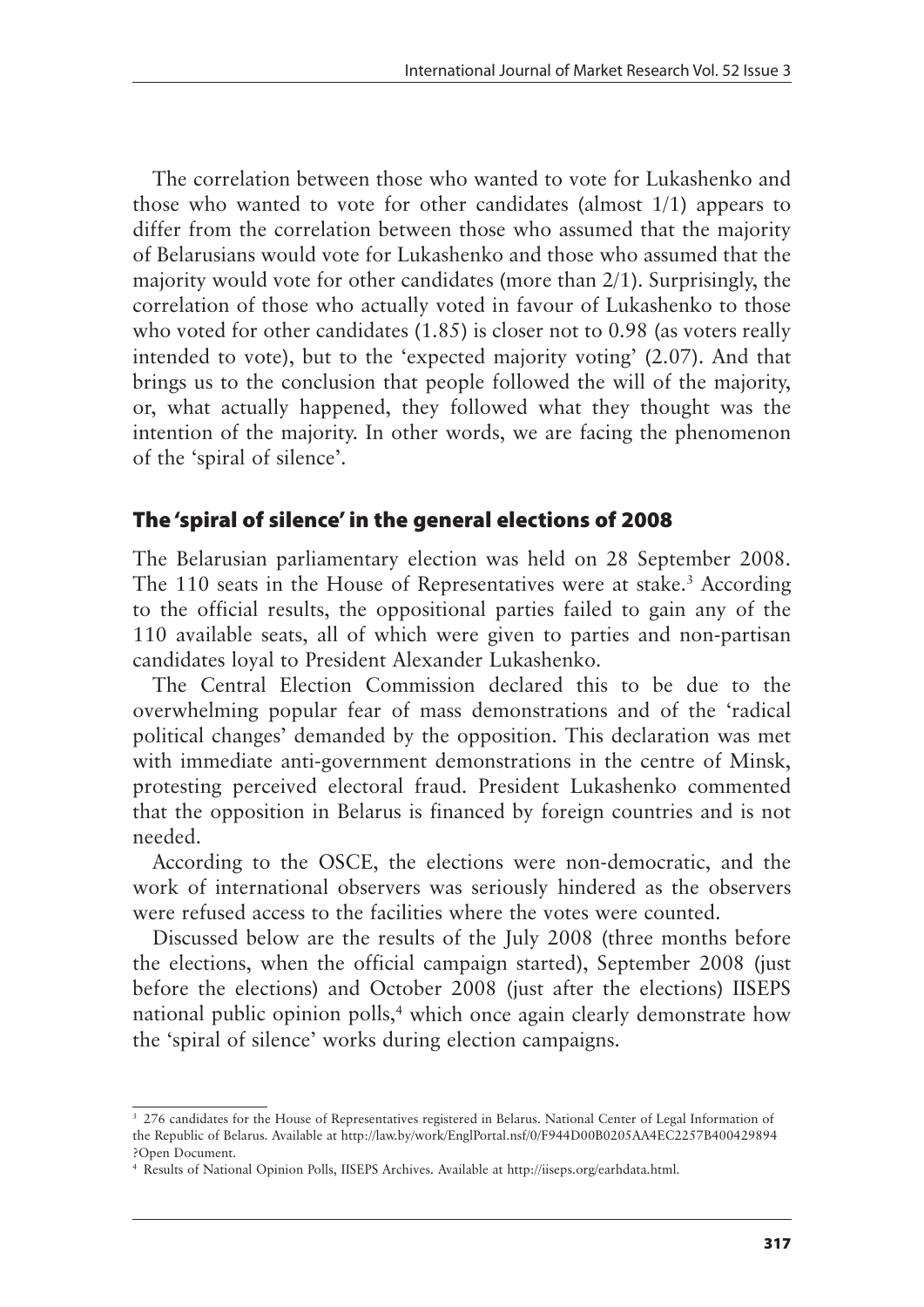The correlation between those who wanted to vote for Lukashenko and those who wanted to vote for other candidates (almost 1/1) appears to differ from the correlation between those who assumed that the majority of Belarusians would vote for Lukashenko and those who assumed that the majority would vote for other candidates (more than 2/1). Surprisingly, the correlation of those who actually voted in favour of Lukashenko to those who voted for other candidates (1.85) is closer not to 0.98 (as voters really intended to vote), but to the 'expected majority voting' (2.07). And that brings us to the conclusion that people followed the will of the majority, or, what actually happened, they followed what they thought was the intention of the majority. In other words, we are facing the phenomenon of the 'spiral of silence'.

## The 'spiral of silence' in the general elections of 2008

The Belarusian parliamentary election was held on 28 September 2008. The 110 seats in the House of Representatives were at stake.[3] According to the official results, the oppositional parties failed to gain any of the 110 available seats, all of which were given to parties and non-partisan candidates loyal to President Alexander Lukashenko.

The Central Election Commission declared this to be due to the overwhelming popular fear of mass demonstrations and of the 'radical political changes' demanded by the opposition. This declaration was met with immediate anti-government demonstrations in the centre of Minsk, protesting perceived electoral fraud. President Lukashenko commented that the opposition in Belarus is financed by foreign countries and is not needed.

According to the OSCE, the elections were non-democratic, and the work of international observers was seriously hindered as the observers were refused access to the facilities where the votes were counted.

Discussed below are the results of the July 2008 (three months before the elections, when the official campaign started), September 2008 (just before the elections) and October 2008 (just after the elections) IISEPS national public opinion polls,[4] which once again clearly demonstrate how the 'spiral of silence' works during election campaigns.

---

[3] 276 candidates for the House of Representatives registered in Belarus. National Center of Legal Information of the Republic of Belarus. Available at http://law.by/work/EnglPortal.nsf/0/F944D00B0205AA4EC2257B400429894?Open Document.

[4] Results of National Opinion Polls, IISEPS Archives. Available at http://iiseps.org/earhdata.html.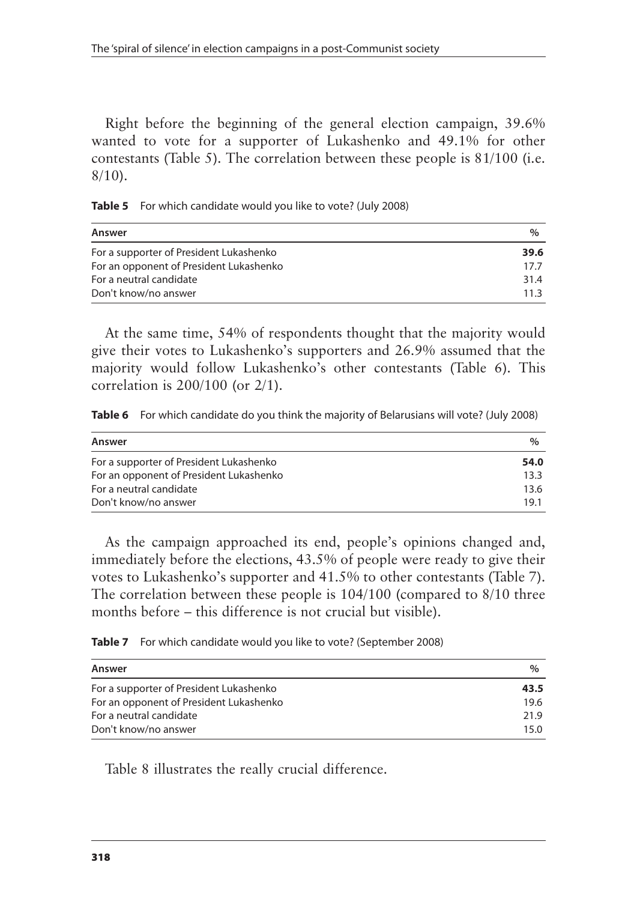Right before the beginning of the general election campaign, 39.6% wanted to vote for a supporter of Lukashenko and 49.1% for other contestants (Table 5). The correlation between these people is 81/100 (i.e. 8/10).

**Table 5** For which candidate would you like to vote? (July 2008)

| Answer | % |
|---|---|
| For a supporter of President Lukashenko | **39.6** |
| For an opponent of President Lukashenko | 17.7 |
| For a neutral candidate | 31.4 |
| Don't know/no answer | 11.3 |

At the same time, 54% of respondents thought that the majority would give their votes to Lukashenko's supporters and 26.9% assumed that the majority would follow Lukashenko's other contestants (Table 6). This correlation is 200/100 (or 2/1).

**Table 6** For which candidate do you think the majority of Belarusians will vote? (July 2008)

| Answer | % |
|---|---|
| For a supporter of President Lukashenko | **54.0** |
| For an opponent of President Lukashenko | 13.3 |
| For a neutral candidate | 13.6 |
| Don't know/no answer | 19.1 |

As the campaign approached its end, people's opinions changed and, immediately before the elections, 43.5% of people were ready to give their votes to Lukashenko's supporter and 41.5% to other contestants (Table 7). The correlation between these people is 104/100 (compared to 8/10 three months before – this difference is not crucial but visible).

**Table 7** For which candidate would you like to vote? (September 2008)

| Answer | % |
|---|---|
| For a supporter of President Lukashenko | **43.5** |
| For an opponent of President Lukashenko | 19.6 |
| For a neutral candidate | 21.9 |
| Don't know/no answer | 15.0 |

Table 8 illustrates the really crucial difference.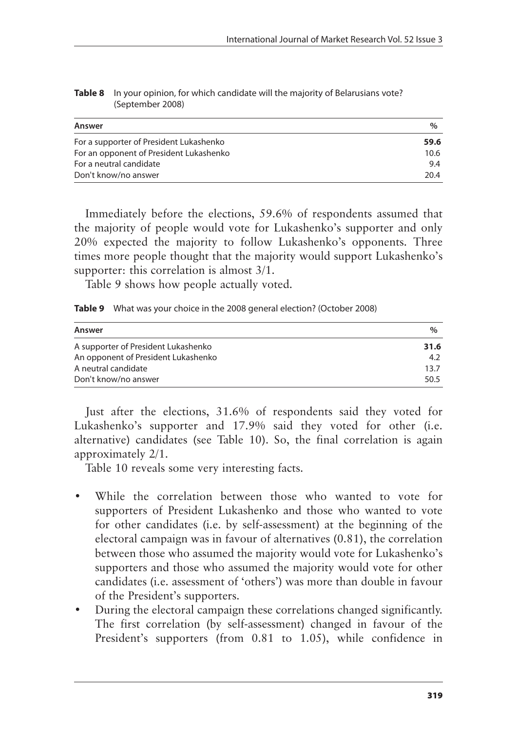**Table 8** In your opinion, for which candidate will the majority of Belarusians vote? (September 2008)

| Answer | % |
| --- | --- |
| For a supporter of President Lukashenko | **59.6** |
| For an opponent of President Lukashenko | 10.6 |
| For a neutral candidate | 9.4 |
| Don't know/no answer | 20.4 |

Immediately before the elections, 59.6% of respondents assumed that the majority of people would vote for Lukashenko's supporter and only 20% expected the majority to follow Lukashenko's opponents. Three times more people thought that the majority would support Lukashenko's supporter: this correlation is almost 3/1.

Table 9 shows how people actually voted.

**Table 9** What was your choice in the 2008 general election? (October 2008)

| Answer | % |
| --- | --- |
| A supporter of President Lukashenko | **31.6** |
| An opponent of President Lukashenko | 4.2 |
| A neutral candidate | 13.7 |
| Don't know/no answer | 50.5 |

Just after the elections, 31.6% of respondents said they voted for Lukashenko's supporter and 17.9% said they voted for other (i.e. alternative) candidates (see Table 10). So, the final correlation is again approximately 2/1.

Table 10 reveals some very interesting facts.

- While the correlation between those who wanted to vote for supporters of President Lukashenko and those who wanted to vote for other candidates (i.e. by self-assessment) at the beginning of the electoral campaign was in favour of alternatives (0.81), the correlation between those who assumed the majority would vote for Lukashenko's supporters and those who assumed the majority would vote for other candidates (i.e. assessment of 'others') was more than double in favour of the President's supporters.
- During the electoral campaign these correlations changed significantly. The first correlation (by self-assessment) changed in favour of the President's supporters (from 0.81 to 1.05), while confidence in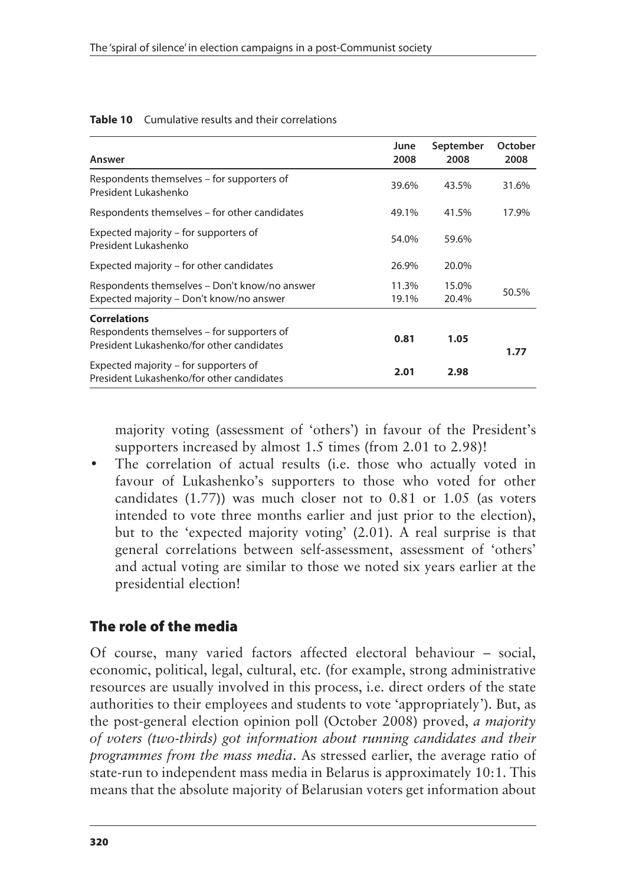**Table 10** Cumulative results and their correlations

| Answer | June 2008 | September 2008 | October 2008 |
|---|---|---|---|
| Respondents themselves – for supporters of President Lukashenko | 39.6% | 43.5% | 31.6% |
| Respondents themselves – for other candidates | 49.1% | 41.5% | 17.9% |
| Expected majority – for supporters of President Lukashenko | 54.0% | 59.6% | |
| Expected majority – for other candidates | 26.9% | 20.0% | |
| Respondents themselves – Don't know/no answer | 11.3% | 15.0% | 50.5% |
| Expected majority – Don't know/no answer | 19.1% | 20.4% | |
| **Correlations** | | | |
| Respondents themselves – for supporters of President Lukashenko/for other candidates | **0.81** | **1.05** | **1.77** |
| Expected majority – for supporters of President Lukashenko/for other candidates | **2.01** | **2.98** | |

majority voting (assessment of 'others') in favour of the President's supporters increased by almost 1.5 times (from 2.01 to 2.98)!

- The correlation of actual results (i.e. those who actually voted in favour of Lukashenko's supporters to those who voted for other candidates (1.77)) was much closer not to 0.81 or 1.05 (as voters intended to vote three months earlier and just prior to the election), but to the 'expected majority voting' (2.01). A real surprise is that general correlations between self-assessment, assessment of 'others' and actual voting are similar to those we noted six years earlier at the presidential election!

## The role of the media

Of course, many varied factors affected electoral behaviour – social, economic, political, legal, cultural, etc. (for example, strong administrative resources are usually involved in this process, i.e. direct orders of the state authorities to their employees and students to vote 'appropriately'). But, as the post-general election opinion poll (October 2008) proved, *a majority of voters (two-thirds) got information about running candidates and their programmes from the mass media*. As stressed earlier, the average ratio of state-run to independent mass media in Belarus is approximately 10:1. This means that the absolute majority of Belarusian voters get information about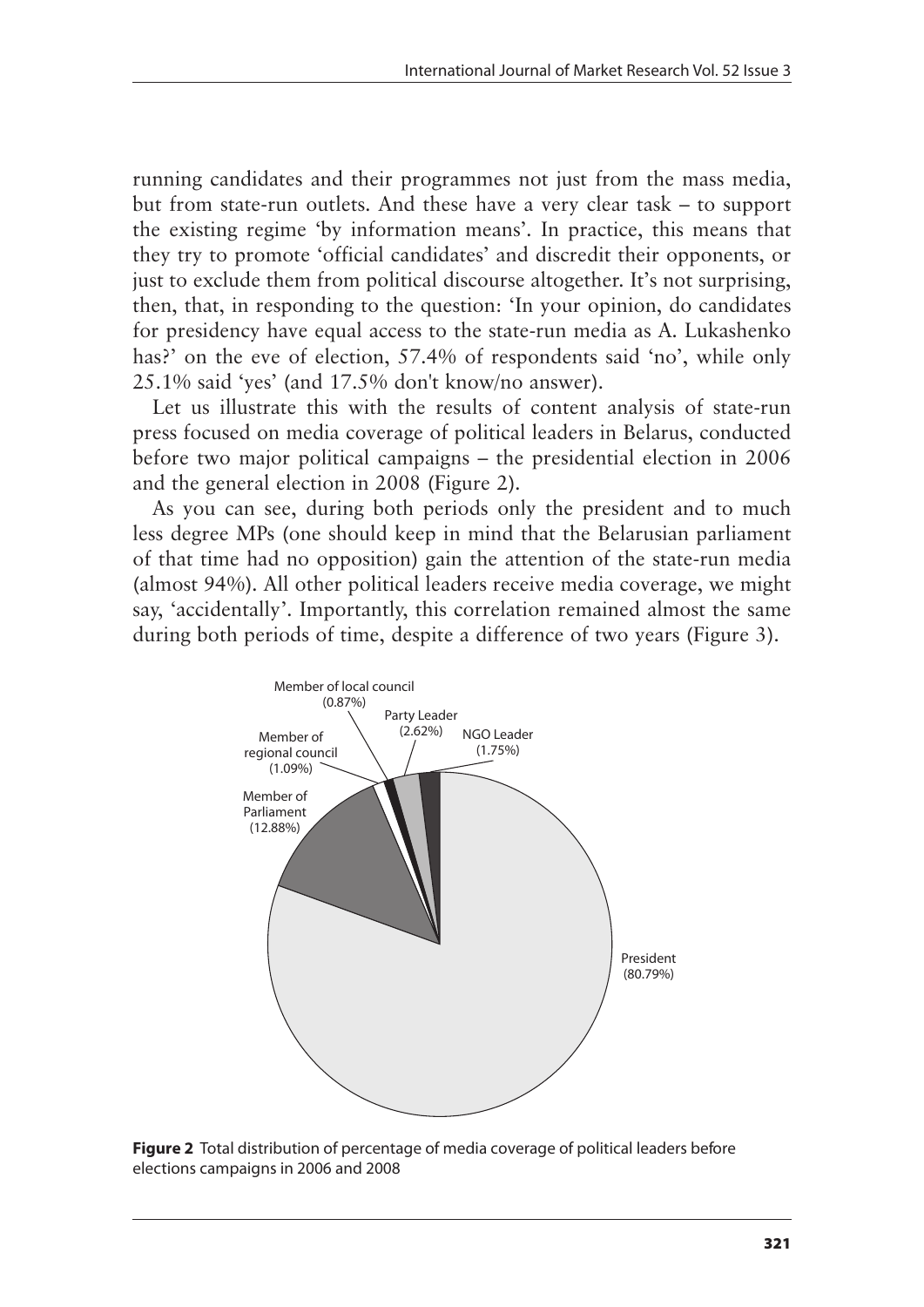running candidates and their programmes not just from the mass media, but from state-run outlets. And these have a very clear task – to support the existing regime 'by information means'. In practice, this means that they try to promote 'official candidates' and discredit their opponents, or just to exclude them from political discourse altogether. It's not surprising, then, that, in responding to the question: 'In your opinion, do candidates for presidency have equal access to the state-run media as A. Lukashenko has?' on the eve of election, 57.4% of respondents said 'no', while only 25.1% said 'yes' (and 17.5% don't know/no answer).

Let us illustrate this with the results of content analysis of state-run press focused on media coverage of political leaders in Belarus, conducted before two major political campaigns – the presidential election in 2006 and the general election in 2008 (Figure 2).

As you can see, during both periods only the president and to much less degree MPs (one should keep in mind that the Belarusian parliament of that time had no opposition) gain the attention of the state-run media (almost 94%). All other political leaders receive media coverage, we might say, 'accidentally'. Importantly, this correlation remained almost the same during both periods of time, despite a difference of two years (Figure 3).

Member of local council (0.87%)
Party Leader (2.62%)
NGO Leader (1.75%)
Member of regional council (1.09%)
Member of Parliament (12.88%)
President (80.79%)

**Figure 2** Total distribution of percentage of media coverage of political leaders before elections campaigns in 2006 and 2008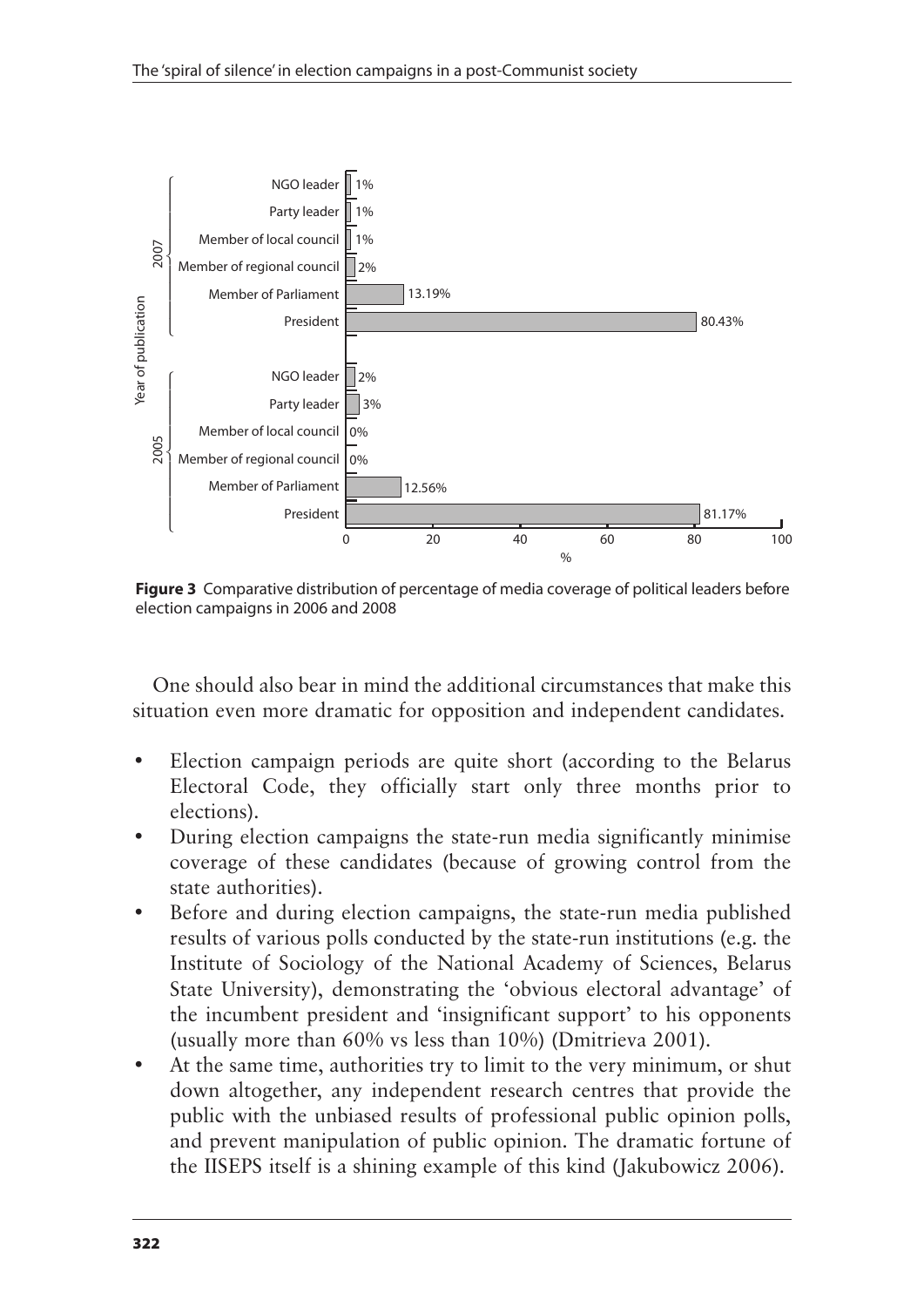| Year of publication | Political leader | % |
|---|---|---|
| 2007 | NGO leader | 1% |
| | Party leader | 1% |
| | Member of local council | 1% |
| | Member of regional council | 2% |
| | Member of Parliament | 13.19% |
| | President | 80.43% |
| 2005 | NGO leader | 2% |
| | Party leader | 3% |
| | Member of local council | 0% |
| | Member of regional council | 0% |
| | Member of Parliament | 12.56% |
| | President | 81.17% |

**Figure 3** Comparative distribution of percentage of media coverage of political leaders before election campaigns in 2006 and 2008

One should also bear in mind the additional circumstances that make this situation even more dramatic for opposition and independent candidates.

- Election campaign periods are quite short (according to the Belarus Electoral Code, they officially start only three months prior to elections).
- During election campaigns the state-run media significantly minimise coverage of these candidates (because of growing control from the state authorities).
- Before and during election campaigns, the state-run media published results of various polls conducted by the state-run institutions (e.g. the Institute of Sociology of the National Academy of Sciences, Belarus State University), demonstrating the 'obvious electoral advantage' of the incumbent president and 'insignificant support' to his opponents (usually more than 60% vs less than 10%) (Dmitrieva 2001).
- At the same time, authorities try to limit to the very minimum, or shut down altogether, any independent research centres that provide the public with the unbiased results of professional public opinion polls, and prevent manipulation of public opinion. The dramatic fortune of the IISEPS itself is a shining example of this kind (Jakubowicz 2006).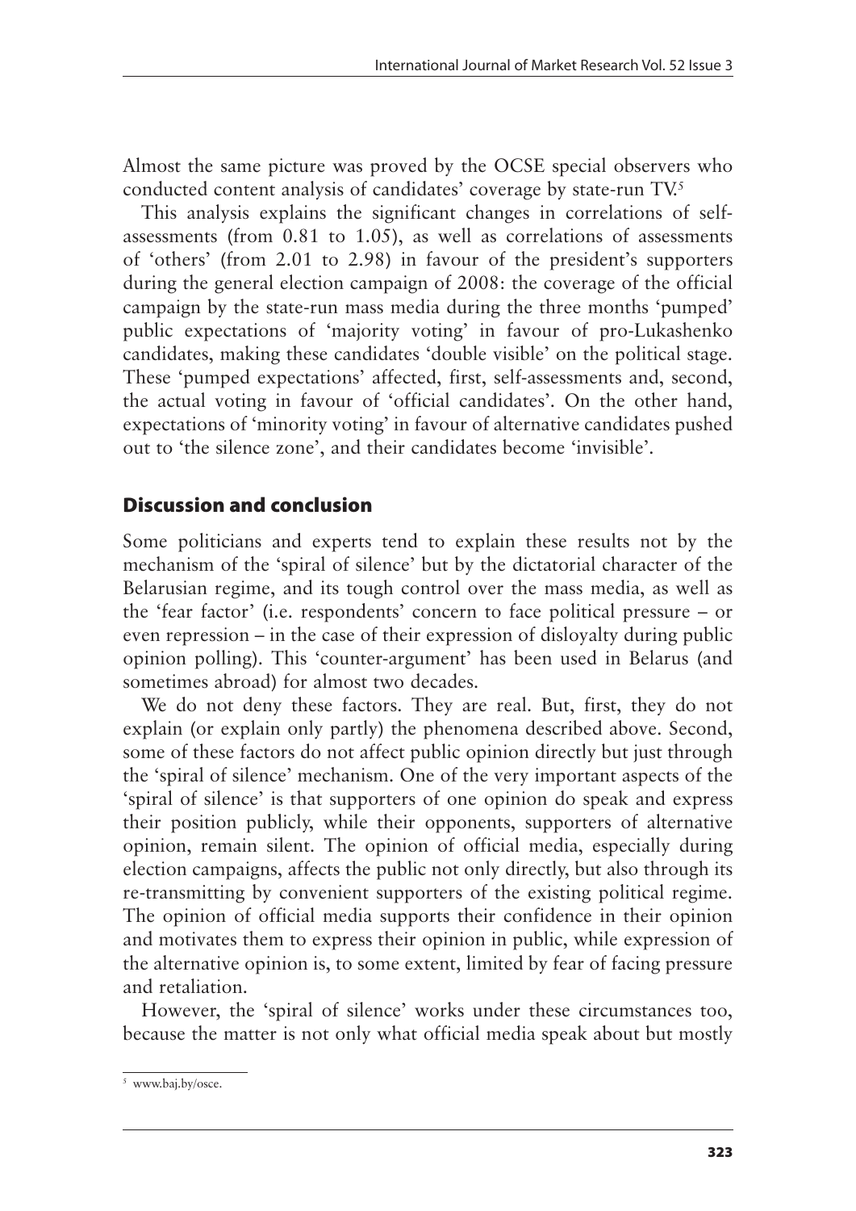Almost the same picture was proved by the OCSE special observers who conducted content analysis of candidates' coverage by state-run TV.[5]

This analysis explains the significant changes in correlations of self-assessments (from 0.81 to 1.05), as well as correlations of assessments of 'others' (from 2.01 to 2.98) in favour of the president's supporters during the general election campaign of 2008: the coverage of the official campaign by the state-run mass media during the three months 'pumped' public expectations of 'majority voting' in favour of pro-Lukashenko candidates, making these candidates 'double visible' on the political stage. These 'pumped expectations' affected, first, self-assessments and, second, the actual voting in favour of 'official candidates'. On the other hand, expectations of 'minority voting' in favour of alternative candidates pushed out to 'the silence zone', and their candidates become 'invisible'.

## Discussion and conclusion

Some politicians and experts tend to explain these results not by the mechanism of the 'spiral of silence' but by the dictatorial character of the Belarusian regime, and its tough control over the mass media, as well as the 'fear factor' (i.e. respondents' concern to face political pressure – or even repression – in the case of their expression of disloyalty during public opinion polling). This 'counter-argument' has been used in Belarus (and sometimes abroad) for almost two decades.

We do not deny these factors. They are real. But, first, they do not explain (or explain only partly) the phenomena described above. Second, some of these factors do not affect public opinion directly but just through the 'spiral of silence' mechanism. One of the very important aspects of the 'spiral of silence' is that supporters of one opinion do speak and express their position publicly, while their opponents, supporters of alternative opinion, remain silent. The opinion of official media, especially during election campaigns, affects the public not only directly, but also through its re-transmitting by convenient supporters of the existing political regime. The opinion of official media supports their confidence in their opinion and motivates them to express their opinion in public, while expression of the alternative opinion is, to some extent, limited by fear of facing pressure and retaliation.

However, the 'spiral of silence' works under these circumstances too, because the matter is not only what official media speak about but mostly

[5] www.baj.by/osce.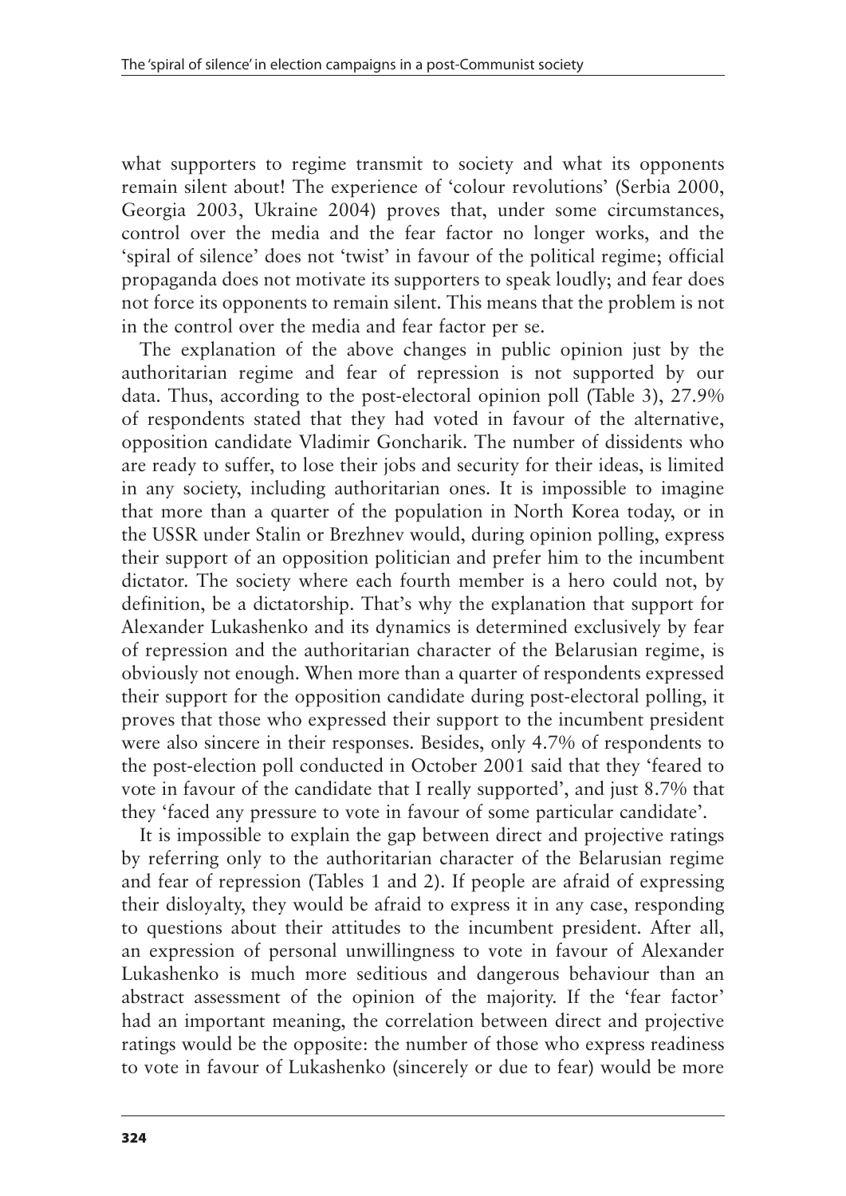what supporters to regime transmit to society and what its opponents remain silent about! The experience of 'colour revolutions' (Serbia 2000, Georgia 2003, Ukraine 2004) proves that, under some circumstances, control over the media and the fear factor no longer works, and the 'spiral of silence' does not 'twist' in favour of the political regime; official propaganda does not motivate its supporters to speak loudly; and fear does not force its opponents to remain silent. This means that the problem is not in the control over the media and fear factor per se.

The explanation of the above changes in public opinion just by the authoritarian regime and fear of repression is not supported by our data. Thus, according to the post-electoral opinion poll (Table 3), 27.9% of respondents stated that they had voted in favour of the alternative, opposition candidate Vladimir Goncharik. The number of dissidents who are ready to suffer, to lose their jobs and security for their ideas, is limited in any society, including authoritarian ones. It is impossible to imagine that more than a quarter of the population in North Korea today, or in the USSR under Stalin or Brezhnev would, during opinion polling, express their support of an opposition politician and prefer him to the incumbent dictator. The society where each fourth member is a hero could not, by definition, be a dictatorship. That's why the explanation that support for Alexander Lukashenko and its dynamics is determined exclusively by fear of repression and the authoritarian character of the Belarusian regime, is obviously not enough. When more than a quarter of respondents expressed their support for the opposition candidate during post-electoral polling, it proves that those who expressed their support to the incumbent president were also sincere in their responses. Besides, only 4.7% of respondents to the post-election poll conducted in October 2001 said that they 'feared to vote in favour of the candidate that I really supported', and just 8.7% that they 'faced any pressure to vote in favour of some particular candidate'.

It is impossible to explain the gap between direct and projective ratings by referring only to the authoritarian character of the Belarusian regime and fear of repression (Tables 1 and 2). If people are afraid of expressing their disloyalty, they would be afraid to express it in any case, responding to questions about their attitudes to the incumbent president. After all, an expression of personal unwillingness to vote in favour of Alexander Lukashenko is much more seditious and dangerous behaviour than an abstract assessment of the opinion of the majority. If the 'fear factor' had an important meaning, the correlation between direct and projective ratings would be the opposite: the number of those who express readiness to vote in favour of Lukashenko (sincerely or due to fear) would be more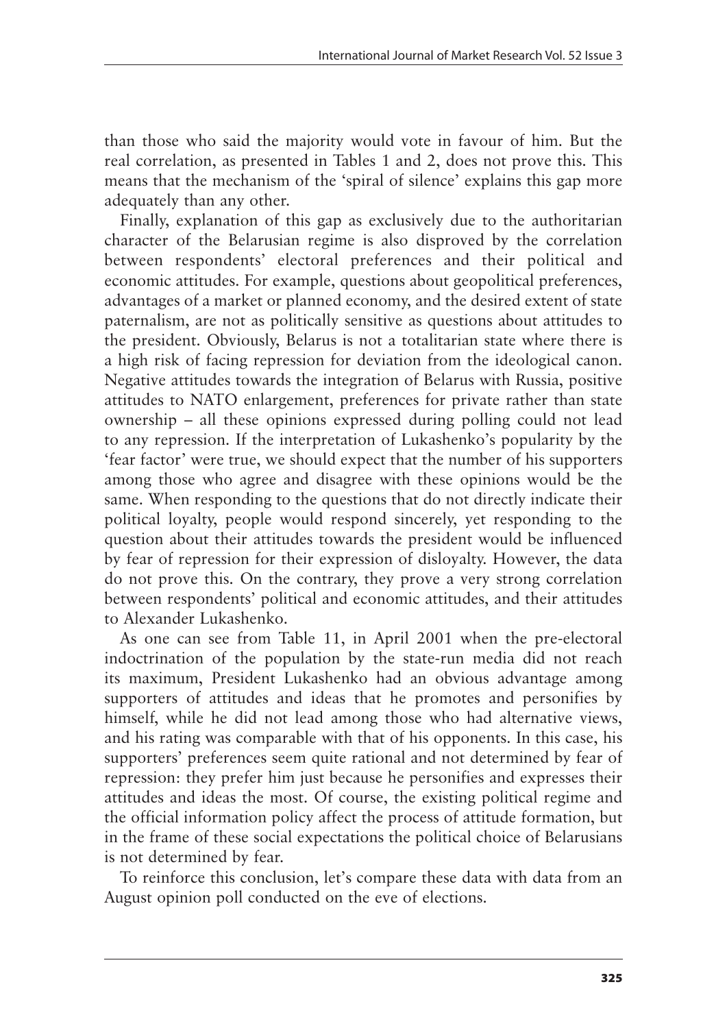than those who said the majority would vote in favour of him. But the real correlation, as presented in Tables 1 and 2, does not prove this. This means that the mechanism of the 'spiral of silence' explains this gap more adequately than any other.

Finally, explanation of this gap as exclusively due to the authoritarian character of the Belarusian regime is also disproved by the correlation between respondents' electoral preferences and their political and economic attitudes. For example, questions about geopolitical preferences, advantages of a market or planned economy, and the desired extent of state paternalism, are not as politically sensitive as questions about attitudes to the president. Obviously, Belarus is not a totalitarian state where there is a high risk of facing repression for deviation from the ideological canon. Negative attitudes towards the integration of Belarus with Russia, positive attitudes to NATO enlargement, preferences for private rather than state ownership – all these opinions expressed during polling could not lead to any repression. If the interpretation of Lukashenko's popularity by the 'fear factor' were true, we should expect that the number of his supporters among those who agree and disagree with these opinions would be the same. When responding to the questions that do not directly indicate their political loyalty, people would respond sincerely, yet responding to the question about their attitudes towards the president would be influenced by fear of repression for their expression of disloyalty. However, the data do not prove this. On the contrary, they prove a very strong correlation between respondents' political and economic attitudes, and their attitudes to Alexander Lukashenko.

As one can see from Table 11, in April 2001 when the pre-electoral indoctrination of the population by the state-run media did not reach its maximum, President Lukashenko had an obvious advantage among supporters of attitudes and ideas that he promotes and personifies by himself, while he did not lead among those who had alternative views, and his rating was comparable with that of his opponents. In this case, his supporters' preferences seem quite rational and not determined by fear of repression: they prefer him just because he personifies and expresses their attitudes and ideas the most. Of course, the existing political regime and the official information policy affect the process of attitude formation, but in the frame of these social expectations the political choice of Belarusians is not determined by fear.

To reinforce this conclusion, let's compare these data with data from an August opinion poll conducted on the eve of elections.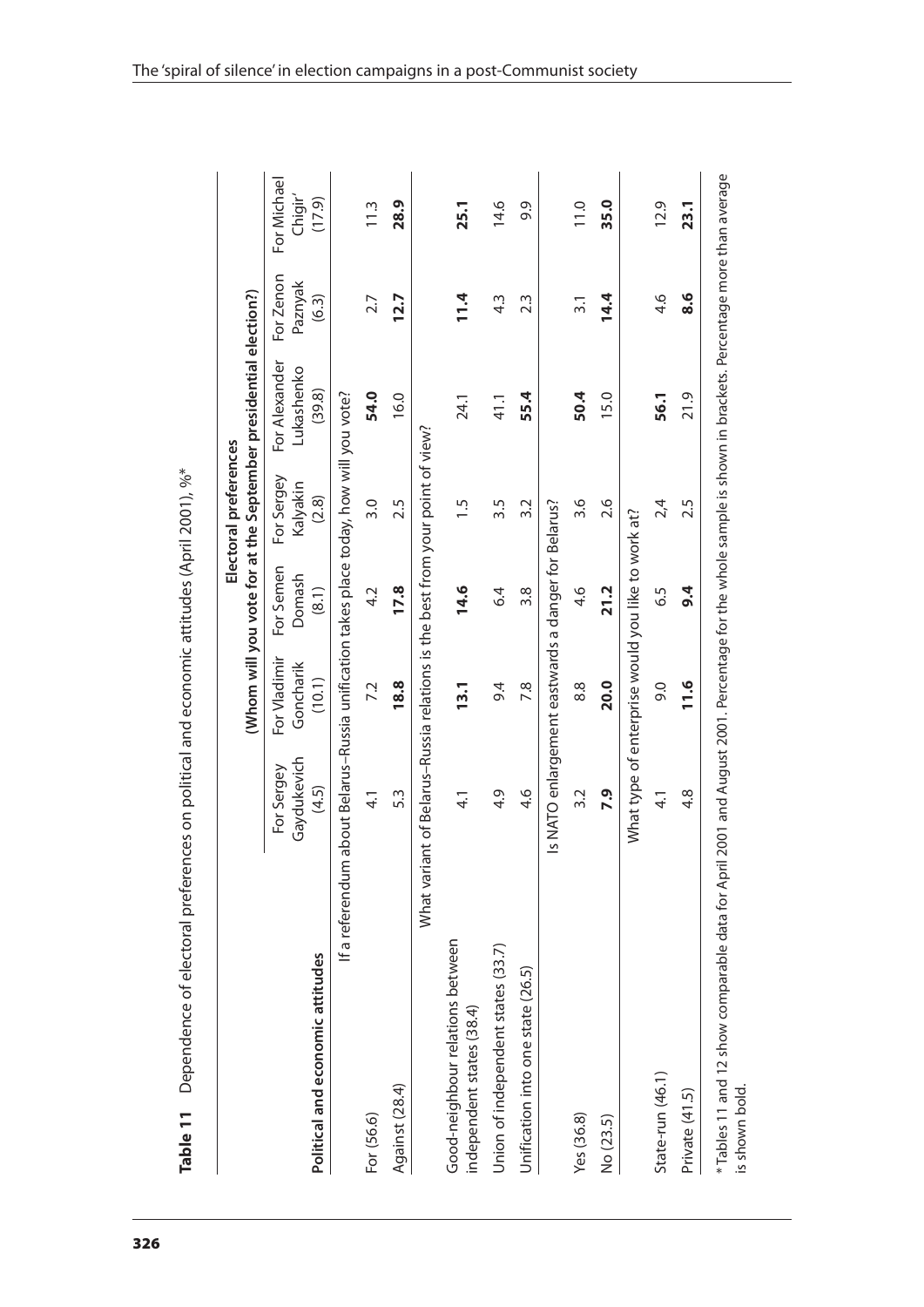**Table 11** Dependence of electoral preferences on political and economic attitudes (April 2001), %*

| Political and economic attitudes | Electoral preferences (Whom will you vote for at the September presidential election?) | | | | | | |
|---|---|---|---|---|---|---|---|
| | For Sergey Gaydukevich (4.5) | For Vladimir Goncharik (10.1) | For Semen Domash (8.1) | For Sergey Kalyakin (2.8) | For Alexander Lukashenko (39.8) | For Zenon Paznyak (6.3) | For Michael Chigir' (17.9) |
| | If a referendum about Belarus–Russia unification takes place today, how will you vote? | | | | | | |
| For (56.6) | 4.1 | 7.2 | 4.2 | 3.0 | **54.0** | 2.7 | 11.3 |
| Against (28.4) | 5.3 | **18.8** | **17.8** | 2.5 | 16.0 | **12.7** | **28.9** |
| | What variant of Belarus–Russia relations is the best from your point of view? | | | | | | |
| Good-neighbour relations between independent states (38.4) | 4.1 | **13.1** | **14.6** | 1.5 | 24.1 | **11.4** | **25.1** |
| Union of independent states (33.7) | 4.9 | 9.4 | 6.4 | 3.5 | 41.1 | 4.3 | 14.6 |
| Unification into one state (26.5) | 4.6 | 7.8 | 3.8 | 3.2 | **55.4** | 2.3 | 9.9 |
| | Is NATO enlargement eastwards a danger for Belarus? | | | | | | |
| Yes (36.8) | 3.2 | 8.8 | 4.6 | 3.6 | **50.4** | 3.1 | 11.0 |
| No (23.5) | **7.9** | **20.0** | **21.2** | 2.6 | 15.0 | **14.4** | **35.0** |
| | What type of enterprise would you like to work at? | | | | | | |
| State-run (46.1) | 4.1 | 9.0 | 6.5 | 2,4 | **56.1** | 4.6 | 12.9 |
| Private (41.5) | 4.8 | **11.6** | **9.4** | 2.5 | 21.9 | **8.6** | **23.1** |

* Tables 11 and 12 show comparable data for April 2001 and August 2001. Percentage for the whole sample is shown in brackets. Percentage more than average is shown bold.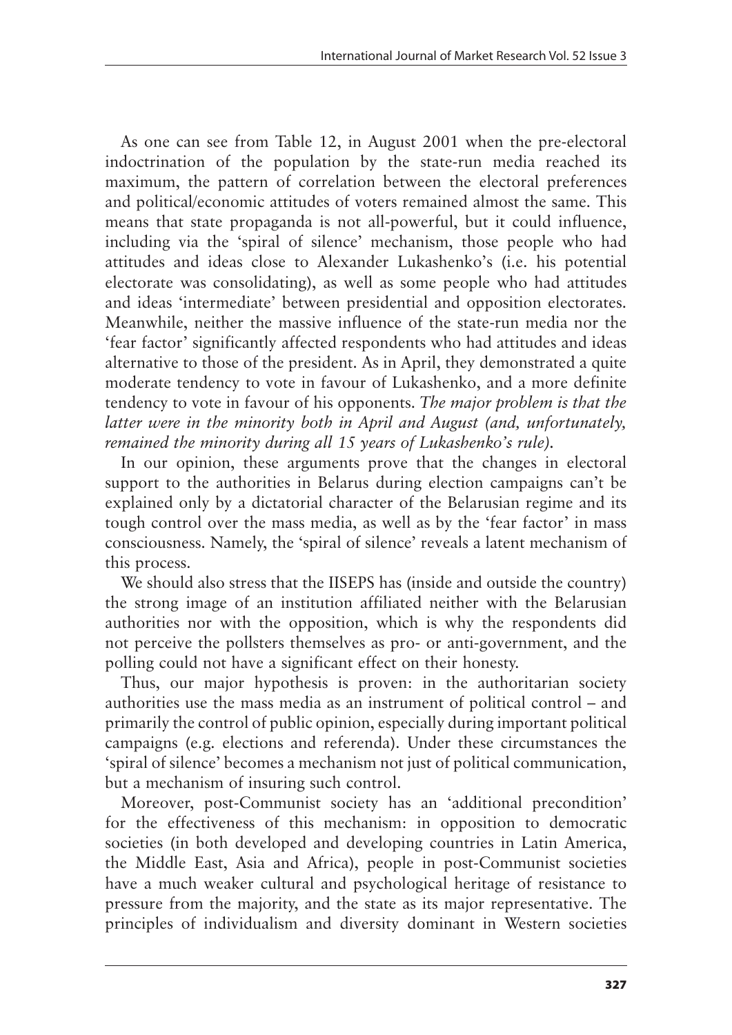As one can see from Table 12, in August 2001 when the pre-electoral indoctrination of the population by the state-run media reached its maximum, the pattern of correlation between the electoral preferences and political/economic attitudes of voters remained almost the same. This means that state propaganda is not all-powerful, but it could influence, including via the 'spiral of silence' mechanism, those people who had attitudes and ideas close to Alexander Lukashenko's (i.e. his potential electorate was consolidating), as well as some people who had attitudes and ideas 'intermediate' between presidential and opposition electorates. Meanwhile, neither the massive influence of the state-run media nor the 'fear factor' significantly affected respondents who had attitudes and ideas alternative to those of the president. As in April, they demonstrated a quite moderate tendency to vote in favour of Lukashenko, and a more definite tendency to vote in favour of his opponents. *The major problem is that the latter were in the minority both in April and August (and, unfortunately, remained the minority during all 15 years of Lukashenko's rule).*

In our opinion, these arguments prove that the changes in electoral support to the authorities in Belarus during election campaigns can't be explained only by a dictatorial character of the Belarusian regime and its tough control over the mass media, as well as by the 'fear factor' in mass consciousness. Namely, the 'spiral of silence' reveals a latent mechanism of this process.

We should also stress that the IISEPS has (inside and outside the country) the strong image of an institution affiliated neither with the Belarusian authorities nor with the opposition, which is why the respondents did not perceive the pollsters themselves as pro- or anti-government, and the polling could not have a significant effect on their honesty.

Thus, our major hypothesis is proven: in the authoritarian society authorities use the mass media as an instrument of political control – and primarily the control of public opinion, especially during important political campaigns (e.g. elections and referenda). Under these circumstances the 'spiral of silence' becomes a mechanism not just of political communication, but a mechanism of insuring such control.

Moreover, post-Communist society has an 'additional precondition' for the effectiveness of this mechanism: in opposition to democratic societies (in both developed and developing countries in Latin America, the Middle East, Asia and Africa), people in post-Communist societies have a much weaker cultural and psychological heritage of resistance to pressure from the majority, and the state as its major representative. The principles of individualism and diversity dominant in Western societies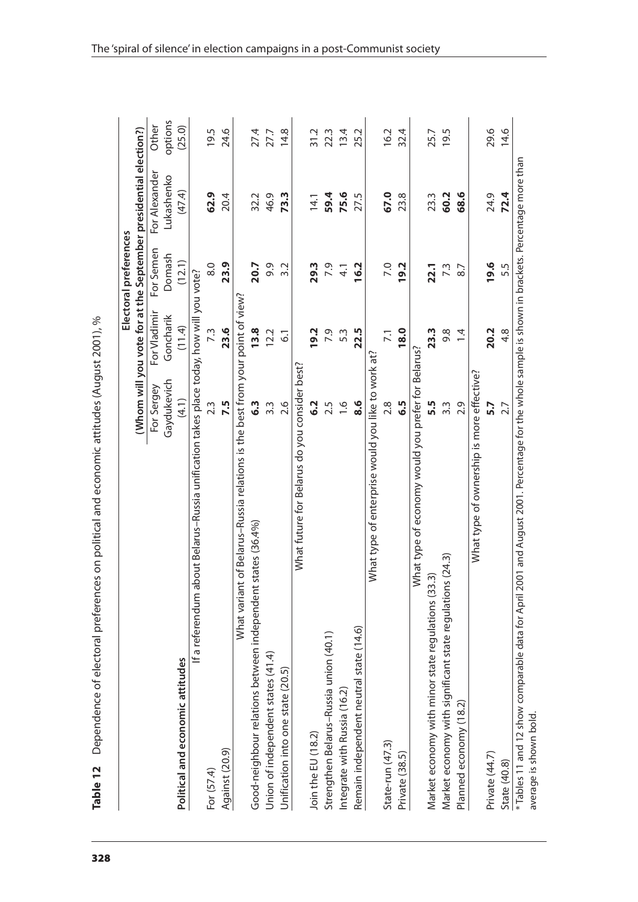**Table 12** Dependence of electoral preferences on political and economic attitudes (August 2001), %

| Political and economic attitudes | Electoral preferences (Whom will you vote for at the September presidential election?) | | | | |
|---|---|---|---|---|---|
| | For Sergey Gaydukevich (4.1) | For Vladimir Goncharik (11.4) | For Semen Domash (12.1) | For Alexander Lukashenko (47.4) | Other options (25.0) |
| *If a referendum about Belarus–Russia unification takes place today, how will you vote?* | | | | | |
| For (57.4) | 2.3 | 7.3 | 8.0 | **62.9** | 19.5 |
| Against (20.9) | **7.5** | **23.6** | **23.9** | 20.4 | 24.6 |
| *What variant of Belarus–Russia relations is the best from your point of view?* | | | | | |
| Good-neighbour relations between independent states (36.4%) | **6.3** | **13.8** | **20.7** | 32.2 | 27.4 |
| Union of independent states (41.4) | 3.3 | 12.2 | 9.9 | 46.9 | 27.7 |
| Unification into one state (20.5) | 2.6 | 6.1 | 3.2 | **73.3** | 14.8 |
| *What future for Belarus do you consider best?* | | | | | |
| Join the EU (18.2) | **6.2** | **19.2** | **29.3** | 14.1 | 31.2 |
| Strengthen Belarus–Russia union (40.1) | 2.5 | 7.9 | 7.9 | **59.4** | 22.3 |
| Integrate with Russia (16.2) | 1.6 | 5.3 | 4.1 | **75.6** | 13.4 |
| Remain independent neutral state (14.6) | **8.6** | **22.5** | **16.2** | 27.5 | 25.2 |
| *What type of enterprise would you like to work at?* | | | | | |
| State-run (47.3) | 2.8 | 7.1 | 7.0 | **67.0** | 16.2 |
| Private (38.5) | **6.5** | **18.0** | **19.2** | 23.8 | 32.4 |
| *What type of economy would you prefer for Belarus?* | | | | | |
| Market economy with minor state regulations (33.3) | **5.5** | **23.3** | **22.1** | 23.3 | 25.7 |
| Market economy with significant state regulations (24.3) | 3.3 | 9.8 | 7.3 | **60.2** | 19.5 |
| Planned economy (18.2) | 2.9 | 1.4 | 8.7 | **68.6** | |
| *What type of ownership is more effective?* | | | | | |
| Private (44.7) | **5.7** | **20.2** | **19.6** | 24.9 | 29.6 |
| State (40.8) | 2.7 | 4.8 | 5.5 | **72.4** | 14.6 |

* Tables 11 and 12 show comparable data for April 2001 and August 2001. Percentage for the whole sample is shown in brackets. Percentage more than average is shown bold.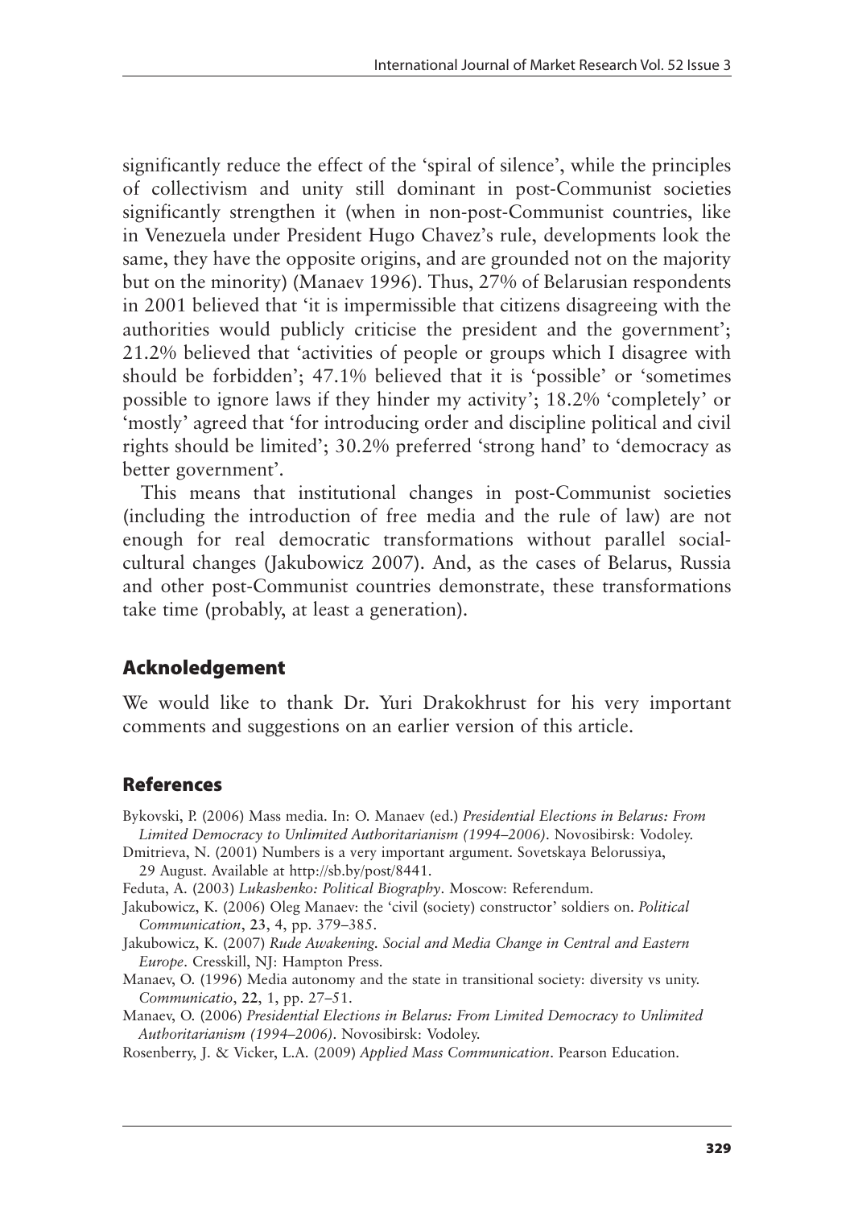significantly reduce the effect of the 'spiral of silence', while the principles of collectivism and unity still dominant in post-Communist societies significantly strengthen it (when in non-post-Communist countries, like in Venezuela under President Hugo Chavez's rule, developments look the same, they have the opposite origins, and are grounded not on the majority but on the minority) (Manaev 1996). Thus, 27% of Belarusian respondents in 2001 believed that 'it is impermissible that citizens disagreeing with the authorities would publicly criticise the president and the government'; 21.2% believed that 'activities of people or groups which I disagree with should be forbidden'; 47.1% believed that it is 'possible' or 'sometimes possible to ignore laws if they hinder my activity'; 18.2% 'completely' or 'mostly' agreed that 'for introducing order and discipline political and civil rights should be limited'; 30.2% preferred 'strong hand' to 'democracy as better government'.

This means that institutional changes in post-Communist societies (including the introduction of free media and the rule of law) are not enough for real democratic transformations without parallel social-cultural changes (Jakubowicz 2007). And, as the cases of Belarus, Russia and other post-Communist countries demonstrate, these transformations take time (probably, at least a generation).

## Acknoledgement

We would like to thank Dr. Yuri Drakokhrust for his very important comments and suggestions on an earlier version of this article.

## References

Bykovski, P. (2006) Mass media. In: O. Manaev (ed.) *Presidential Elections in Belarus: From Limited Democracy to Unlimited Authoritarianism (1994–2006)*. Novosibirsk: Vodoley.

Dmitrieva, N. (2001) Numbers is a very important argument. Sovetskaya Belorussiya, 29 August. Available at http://sb.by/post/8441.

Feduta, A. (2003) *Lukashenko: Political Biography*. Moscow: Referendum.

Jakubowicz, K. (2006) Oleg Manaev: the 'civil (society) constructor' soldiers on. *Political Communication*, **23**, 4, pp. 379–385.

Jakubowicz, K. (2007) *Rude Awakening. Social and Media Change in Central and Eastern Europe*. Cresskill, NJ: Hampton Press.

Manaev, O. (1996) Media autonomy and the state in transitional society: diversity vs unity. *Communicatio*, **22**, 1, pp. 27–51.

Manaev, O. (2006) *Presidential Elections in Belarus: From Limited Democracy to Unlimited Authoritarianism (1994–2006)*. Novosibirsk: Vodoley.

Rosenberry, J. & Vicker, L.A. (2009) *Applied Mass Communication*. Pearson Education.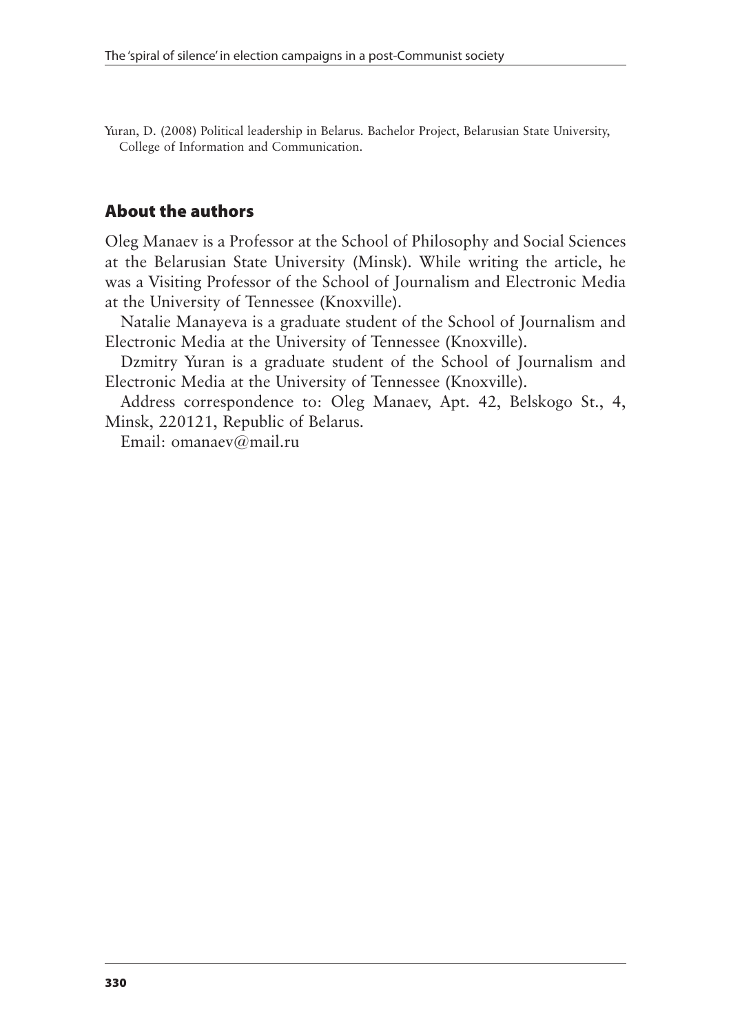Yuran, D. (2008) Political leadership in Belarus. Bachelor Project, Belarusian State University, College of Information and Communication.

## About the authors

Oleg Manaev is a Professor at the School of Philosophy and Social Sciences at the Belarusian State University (Minsk). While writing the article, he was a Visiting Professor of the School of Journalism and Electronic Media at the University of Tennessee (Knoxville).

Natalie Manayeva is a graduate student of the School of Journalism and Electronic Media at the University of Tennessee (Knoxville).

Dzmitry Yuran is a graduate student of the School of Journalism and Electronic Media at the University of Tennessee (Knoxville).

Address correspondence to: Oleg Manaev, Apt. 42, Belskogo St., 4, Minsk, 220121, Republic of Belarus.

Email: omanaev@mail.ru